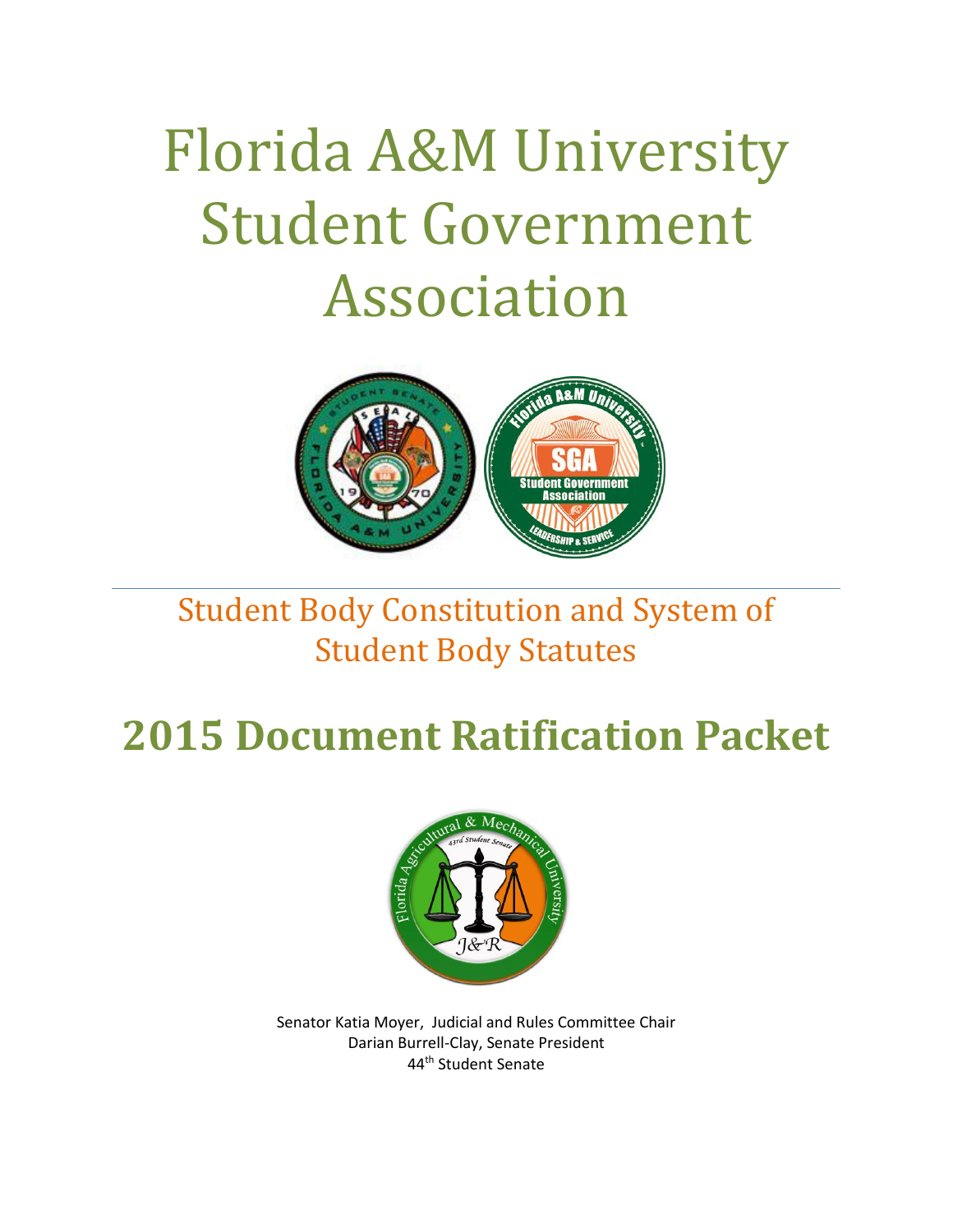# Florida A&M University Student Government Association

## Student Body Constitution and System of Student Body Statutes

# 2015 Document Ratification Packet

Senator Katia Moyer, Judicial and Rules Committee Chair
Darian Burrell-Clay, Senate President
44th Student Senate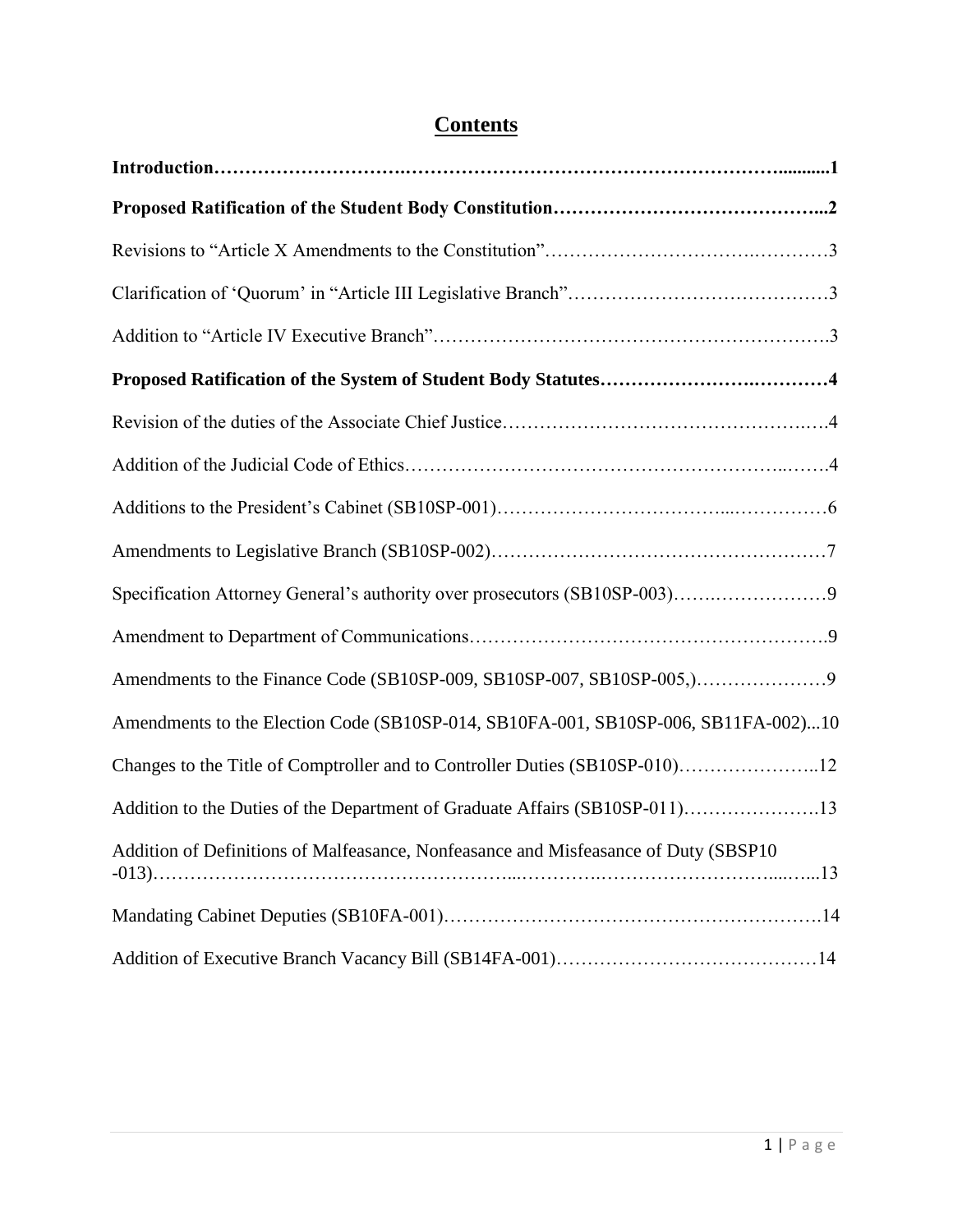# Contents

**Introduction……………………….…………………………………………………….........1**

**Proposed Ratification of the Student Body Constitution……………………………………...2**

Revisions to "Article X Amendments to the Constitution"………………………….…………3

Clarification of 'Quorum' in "Article III Legislative Branch"……………………………………3

Addition to "Article IV Executive Branch"…………………….……………………………….3

**Proposed Ratification of the System of Student Body Statutes……………………….…………4**

Revision of the duties of the Associate Chief Justice…………………………………….…..4

Addition of the Judicial Code of Ethics……………………………………………………..…….4

Additions to the President's Cabinet (SB10SP-001)……………………………...……………6

Amendments to Legislative Branch (SB10SP-002)………………………………………………7

Specification Attorney General's authority over prosecutors (SB10SP-003)…….………………9

Amendment to Department of Communications……………………………………………….9

Amendments to the Finance Code (SB10SP-009, SB10SP-007, SB10SP-005,)…………………9

Amendments to the Election Code (SB10SP-014, SB10FA-001, SB10SP-006, SB11FA-002)...10

Changes to the Title of Comptroller and to Controller Duties (SB10SP-010)…………………..12

Addition to the Duties of the Department of Graduate Affairs (SB10SP-011)………………….13

Addition of Definitions of Malfeasance, Nonfeasance and Misfeasance of Duty (SBSP10 -013)……………………………………………...………….………………………....…...13

Mandating Cabinet Deputies (SB10FA-001)……………….……………….……………….……14

Addition of Executive Branch Vacancy Bill (SB14FA-001)……………………………………14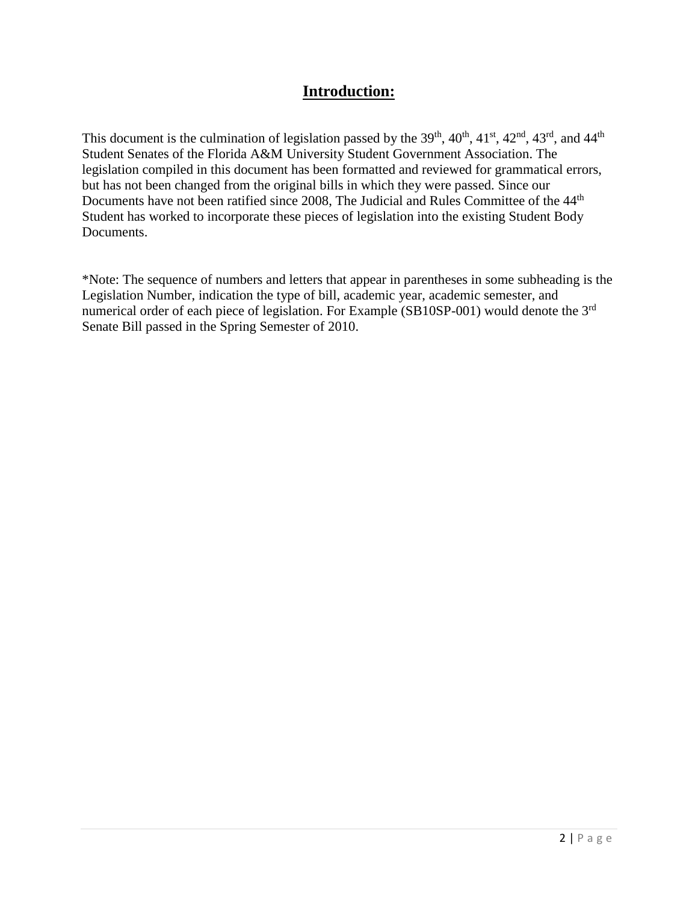## Introduction:

This document is the culmination of legislation passed by the 39th, 40th, 41st, 42nd, 43rd, and 44th Student Senates of the Florida A&M University Student Government Association. The legislation compiled in this document has been formatted and reviewed for grammatical errors, but has not been changed from the original bills in which they were passed. Since our Documents have not been ratified since 2008, The Judicial and Rules Committee of the 44th Student has worked to incorporate these pieces of legislation into the existing Student Body Documents.

*Note: The sequence of numbers and letters that appear in parentheses in some subheading is the Legislation Number, indication the type of bill, academic year, academic semester, and numerical order of each piece of legislation. For Example (SB10SP-001) would denote the 3rd Senate Bill passed in the Spring Semester of 2010.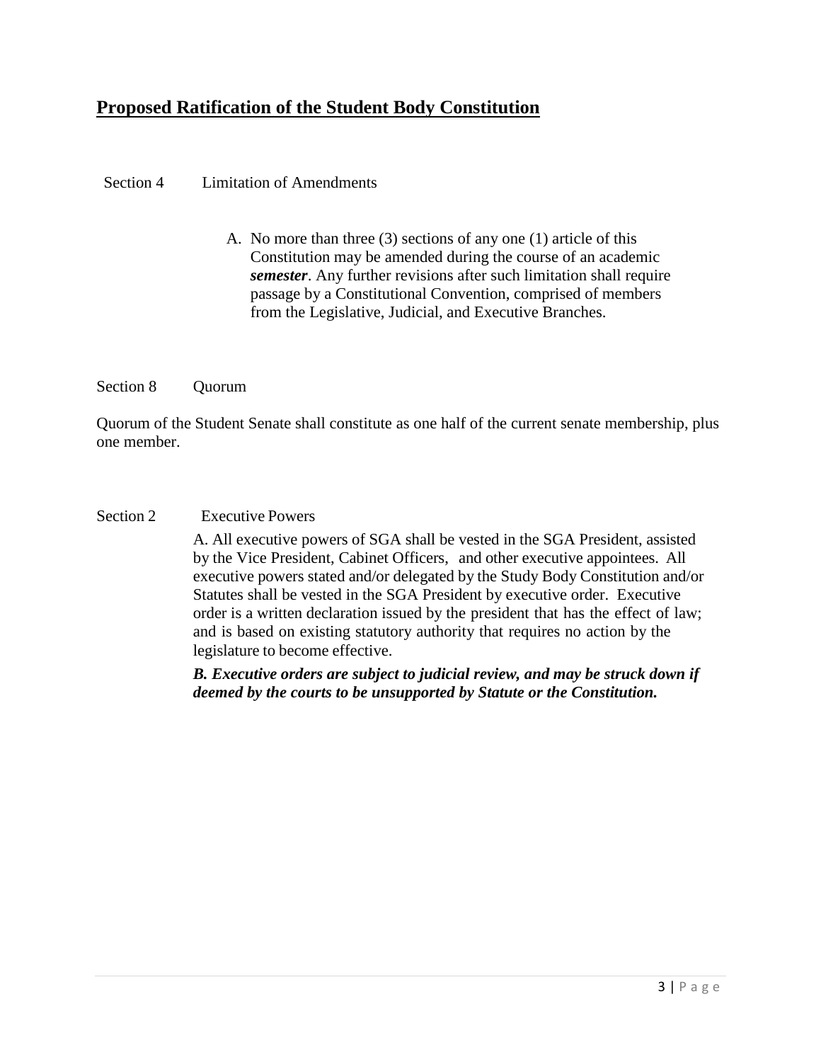## **Proposed Ratification of the Student Body Constitution**

Section 4 Limitation of Amendments

A. No more than three (3) sections of any one (1) article of this Constitution may be amended during the course of an academic ***semester***. Any further revisions after such limitation shall require passage by a Constitutional Convention, comprised of members from the Legislative, Judicial, and Executive Branches.

Section 8 Quorum

Quorum of the Student Senate shall constitute as one half of the current senate membership, plus one member.

Section 2 Executive Powers

A. All executive powers of SGA shall be vested in the SGA President, assisted by the Vice President, Cabinet Officers, and other executive appointees. All executive powers stated and/or delegated by the Study Body Constitution and/or Statutes shall be vested in the SGA President by executive order. Executive order is a written declaration issued by the president that has the effect of law; and is based on existing statutory authority that requires no action by the legislature to become effective.

***B. Executive orders are subject to judicial review, and may be struck down if deemed by the courts to be unsupported by Statute or the Constitution.***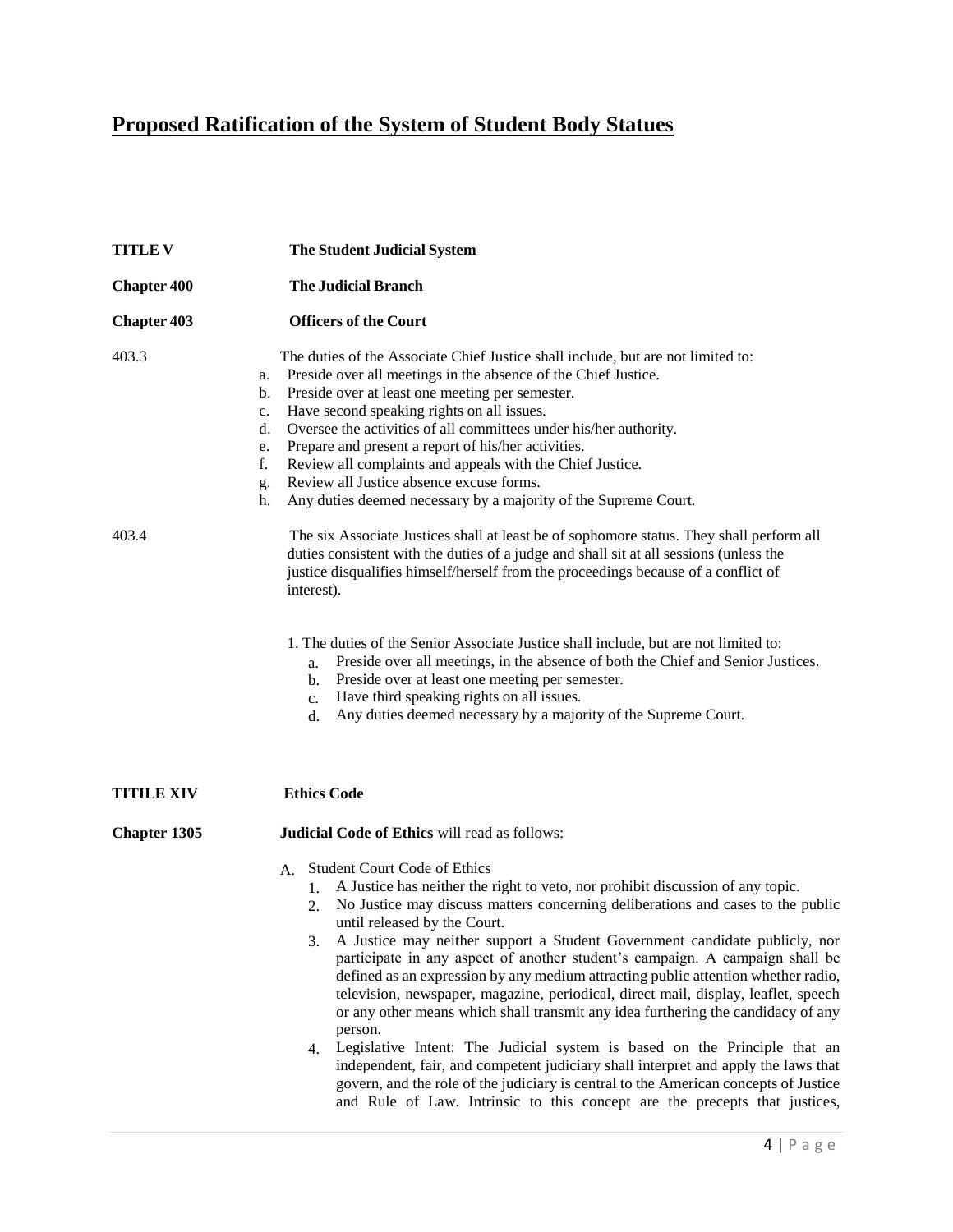# Proposed Ratification of the System of Student Body Statues

**TITLE V** **The Student Judicial System**

**Chapter 400** **The Judicial Branch**

**Chapter 403** **Officers of the Court**

403.3 The duties of the Associate Chief Justice shall include, but are not limited to:

a. Preside over all meetings in the absence of the Chief Justice.
b. Preside over at least one meeting per semester.
c. Have second speaking rights on all issues.
d. Oversee the activities of all committees under his/her authority.
e. Prepare and present a report of his/her activities.
f. Review all complaints and appeals with the Chief Justice.
g. Review all Justice absence excuse forms.
h. Any duties deemed necessary by a majority of the Supreme Court.

403.4 The six Associate Justices shall at least be of sophomore status. They shall perform all duties consistent with the duties of a judge and shall sit at all sessions (unless the justice disqualifies himself/herself from the proceedings because of a conflict of interest).

1. The duties of the Senior Associate Justice shall include, but are not limited to:
   a. Preside over all meetings, in the absence of both the Chief and Senior Justices.
   b. Preside over at least one meeting per semester.
   c. Have third speaking rights on all issues.
   d. Any duties deemed necessary by a majority of the Supreme Court.

**TITILE XIV** **Ethics Code**

**Chapter 1305** **Judicial Code of Ethics** will read as follows:

A. Student Court Code of Ethics
   1. A Justice has neither the right to veto, nor prohibit discussion of any topic.
   2. No Justice may discuss matters concerning deliberations and cases to the public until released by the Court.
   3. A Justice may neither support a Student Government candidate publicly, nor participate in any aspect of another student's campaign. A campaign shall be defined as an expression by any medium attracting public attention whether radio, television, newspaper, magazine, periodical, direct mail, display, leaflet, speech or any other means which shall transmit any idea furthering the candidacy of any person.
   4. Legislative Intent: The Judicial system is based on the Principle that an independent, fair, and competent judiciary shall interpret and apply the laws that govern, and the role of the judiciary is central to the American concepts of Justice and Rule of Law. Intrinsic to this concept are the precepts that justices,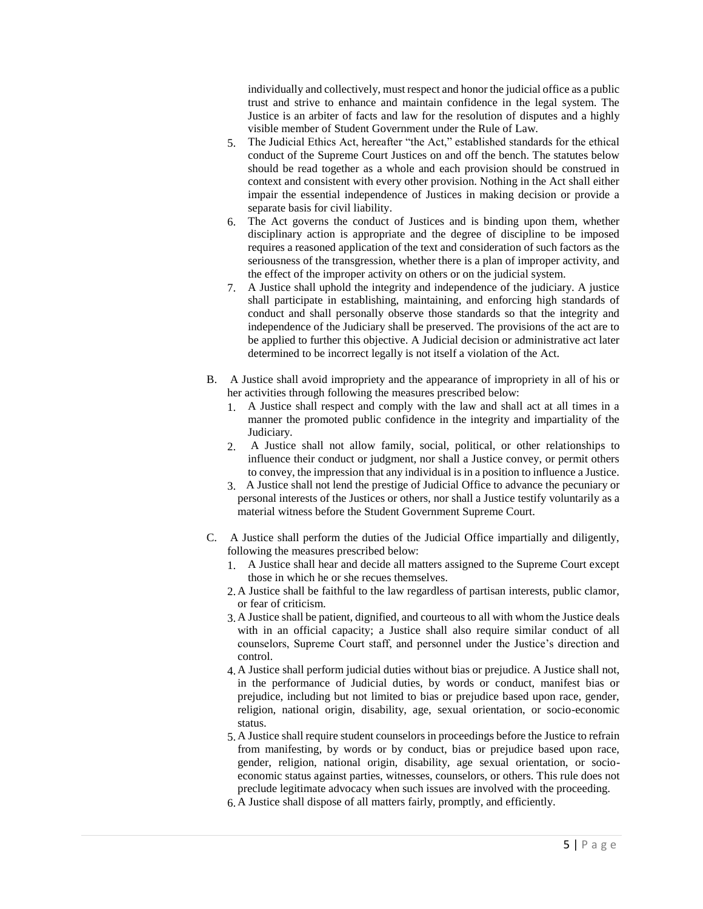individually and collectively, must respect and honor the judicial office as a public trust and strive to enhance and maintain confidence in the legal system. The Justice is an arbiter of facts and law for the resolution of disputes and a highly visible member of Student Government under the Rule of Law.

5. The Judicial Ethics Act, hereafter "the Act," established standards for the ethical conduct of the Supreme Court Justices on and off the bench. The statutes below should be read together as a whole and each provision should be construed in context and consistent with every other provision. Nothing in the Act shall either impair the essential independence of Justices in making decision or provide a separate basis for civil liability.
6. The Act governs the conduct of Justices and is binding upon them, whether disciplinary action is appropriate and the degree of discipline to be imposed requires a reasoned application of the text and consideration of such factors as the seriousness of the transgression, whether there is a plan of improper activity, and the effect of the improper activity on others or on the judicial system.
7. A Justice shall uphold the integrity and independence of the judiciary. A justice shall participate in establishing, maintaining, and enforcing high standards of conduct and shall personally observe those standards so that the integrity and independence of the Judiciary shall be preserved. The provisions of the act are to be applied to further this objective. A Judicial decision or administrative act later determined to be incorrect legally is not itself a violation of the Act.

B. A Justice shall avoid impropriety and the appearance of impropriety in all of his or her activities through following the measures prescribed below:
   1. A Justice shall respect and comply with the law and shall act at all times in a manner the promoted public confidence in the integrity and impartiality of the Judiciary.
   2. A Justice shall not allow family, social, political, or other relationships to influence their conduct or judgment, nor shall a Justice convey, or permit others to convey, the impression that any individual is in a position to influence a Justice.
   3. A Justice shall not lend the prestige of Judicial Office to advance the pecuniary or personal interests of the Justices or others, nor shall a Justice testify voluntarily as a material witness before the Student Government Supreme Court.

C. A Justice shall perform the duties of the Judicial Office impartially and diligently, following the measures prescribed below:
   1. A Justice shall hear and decide all matters assigned to the Supreme Court except those in which he or she recues themselves.
   2. A Justice shall be faithful to the law regardless of partisan interests, public clamor, or fear of criticism.
   3. A Justice shall be patient, dignified, and courteous to all with whom the Justice deals with in an official capacity; a Justice shall also require similar conduct of all counselors, Supreme Court staff, and personnel under the Justice's direction and control.
   4. A Justice shall perform judicial duties without bias or prejudice. A Justice shall not, in the performance of Judicial duties, by words or conduct, manifest bias or prejudice, including but not limited to bias or prejudice based upon race, gender, religion, national origin, disability, age, sexual orientation, or socio-economic status.
   5. A Justice shall require student counselors in proceedings before the Justice to refrain from manifesting, by words or by conduct, bias or prejudice based upon race, gender, religion, national origin, disability, age sexual orientation, or socio-economic status against parties, witnesses, counselors, or others. This rule does not preclude legitimate advocacy when such issues are involved with the proceeding.
   6. A Justice shall dispose of all matters fairly, promptly, and efficiently.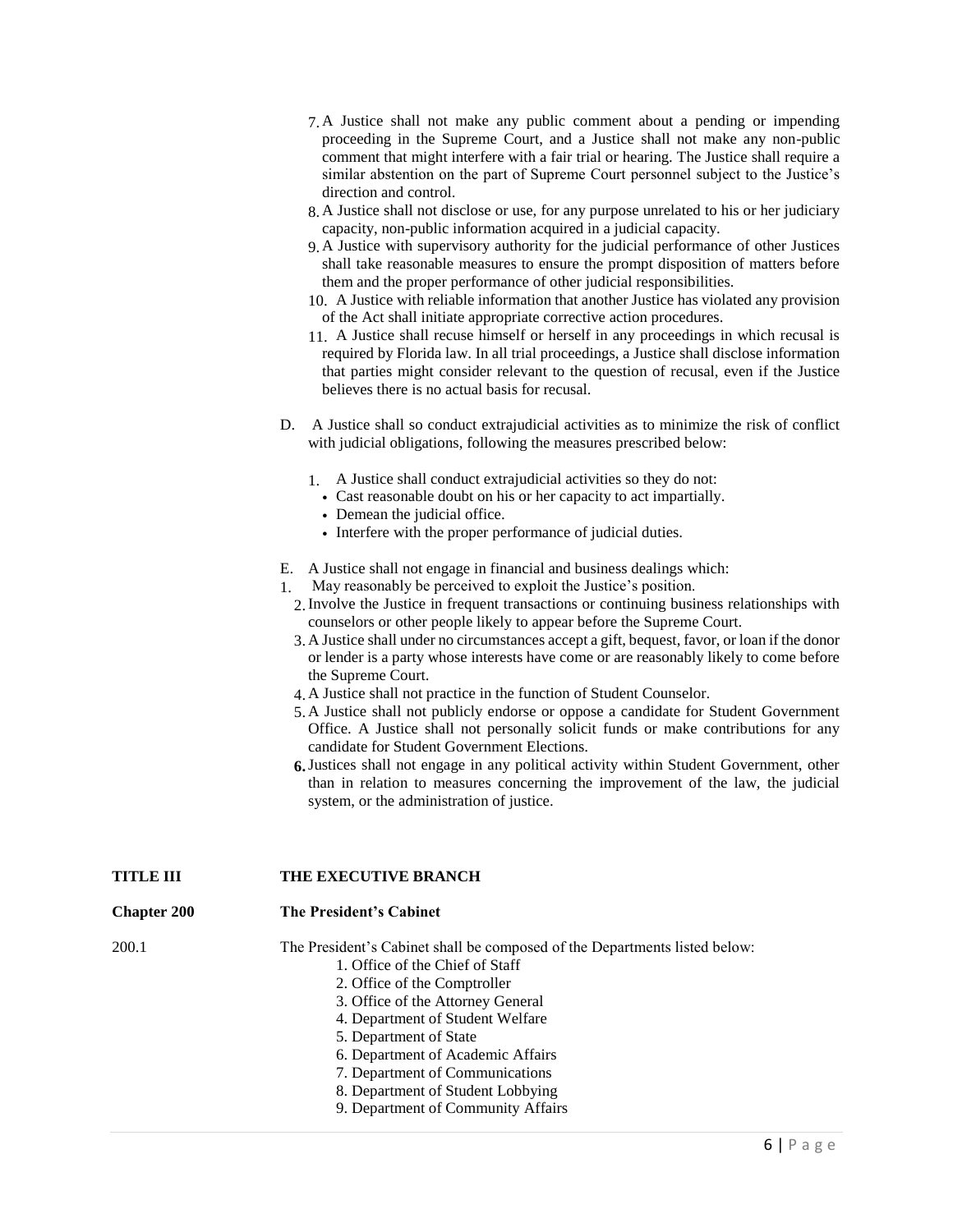7. A Justice shall not make any public comment about a pending or impending proceeding in the Supreme Court, and a Justice shall not make any non-public comment that might interfere with a fair trial or hearing. The Justice shall require a similar abstention on the part of Supreme Court personnel subject to the Justice's direction and control.
8. A Justice shall not disclose or use, for any purpose unrelated to his or her judiciary capacity, non-public information acquired in a judicial capacity.
9. A Justice with supervisory authority for the judicial performance of other Justices shall take reasonable measures to ensure the prompt disposition of matters before them and the proper performance of other judicial responsibilities.
10. A Justice with reliable information that another Justice has violated any provision of the Act shall initiate appropriate corrective action procedures.
11. A Justice shall recuse himself or herself in any proceedings in which recusal is required by Florida law. In all trial proceedings, a Justice shall disclose information that parties might consider relevant to the question of recusal, even if the Justice believes there is no actual basis for recusal.

D. A Justice shall so conduct extrajudicial activities as to minimize the risk of conflict with judicial obligations, following the measures prescribed below:

1. A Justice shall conduct extrajudicial activities so they do not:
   - Cast reasonable doubt on his or her capacity to act impartially.
   - Demean the judicial office.
   - Interfere with the proper performance of judicial duties.

E. A Justice shall not engage in financial and business dealings which:

1. May reasonably be perceived to exploit the Justice's position.
2. Involve the Justice in frequent transactions or continuing business relationships with counselors or other people likely to appear before the Supreme Court.
3. A Justice shall under no circumstances accept a gift, bequest, favor, or loan if the donor or lender is a party whose interests have come or are reasonably likely to come before the Supreme Court.
4. A Justice shall not practice in the function of Student Counselor.
5. A Justice shall not publicly endorse or oppose a candidate for Student Government Office. A Justice shall not personally solicit funds or make contributions for any candidate for Student Government Elections.
6. Justices shall not engage in any political activity within Student Government, other than in relation to measures concerning the improvement of the law, the judicial system, or the administration of justice.

## TITLE III THE EXECUTIVE BRANCH

### Chapter 200 The President's Cabinet

200.1 The President's Cabinet shall be composed of the Departments listed below:

1. Office of the Chief of Staff
2. Office of the Comptroller
3. Office of the Attorney General
4. Department of Student Welfare
5. Department of State
6. Department of Academic Affairs
7. Department of Communications
8. Department of Student Lobbying
9. Department of Community Affairs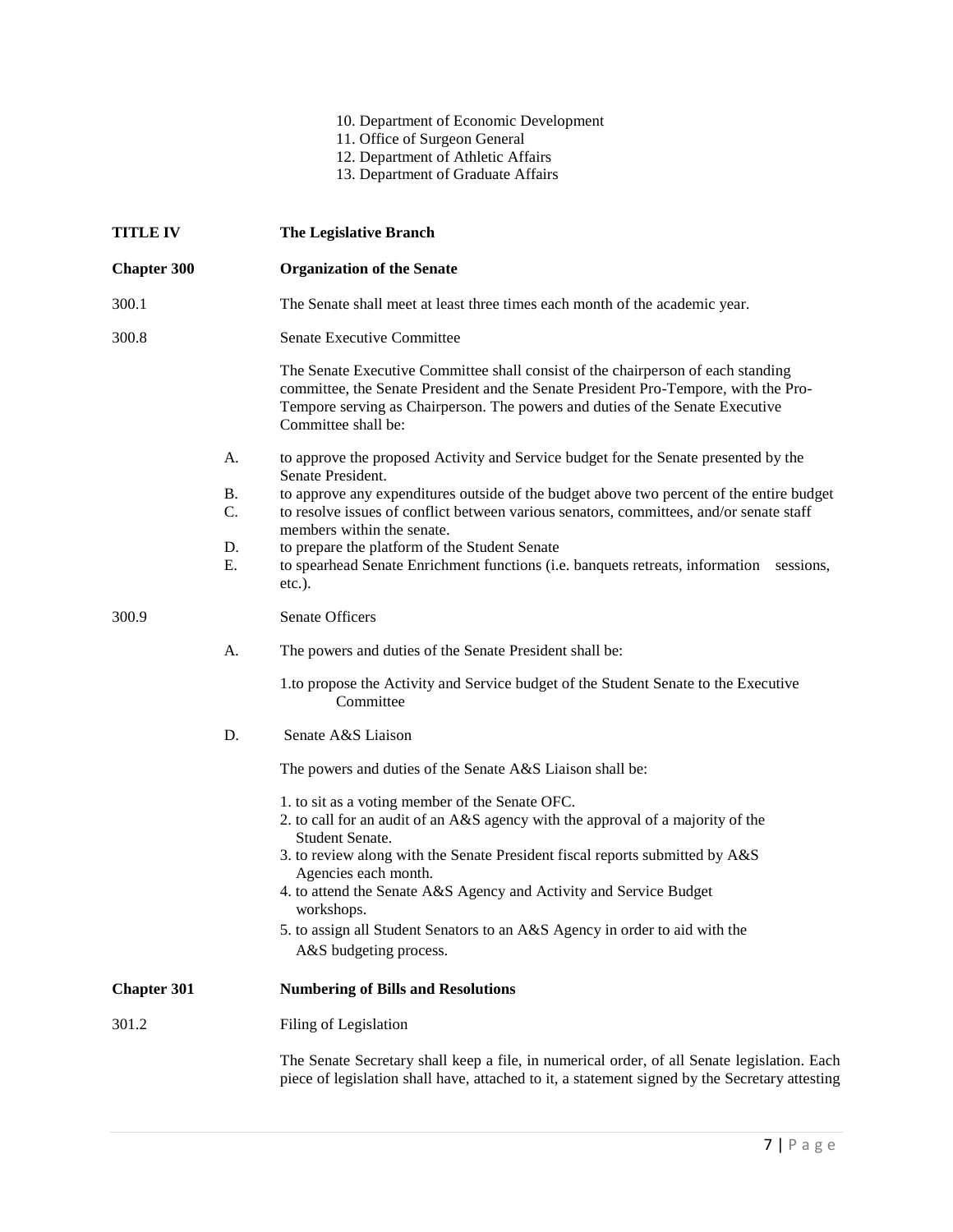10. Department of Economic Development
11. Office of Surgeon General
12. Department of Athletic Affairs
13. Department of Graduate Affairs

## TITLE IV The Legislative Branch

### Chapter 300 Organization of the Senate

**300.1** The Senate shall meet at least three times each month of the academic year.

**300.8** Senate Executive Committee

The Senate Executive Committee shall consist of the chairperson of each standing committee, the Senate President and the Senate President Pro-Tempore, with the Pro-Tempore serving as Chairperson. The powers and duties of the Senate Executive Committee shall be:

A. to approve the proposed Activity and Service budget for the Senate presented by the Senate President.
B. to approve any expenditures outside of the budget above two percent of the entire budget
C. to resolve issues of conflict between various senators, committees, and/or senate staff members within the senate.
D. to prepare the platform of the Student Senate
E. to spearhead Senate Enrichment functions (i.e. banquets retreats, information sessions, etc.).

**300.9** Senate Officers

A. The powers and duties of the Senate President shall be:

1. to propose the Activity and Service budget of the Student Senate to the Executive Committee

D. Senate A&S Liaison

The powers and duties of the Senate A&S Liaison shall be:

1. to sit as a voting member of the Senate OFC.
2. to call for an audit of an A&S agency with the approval of a majority of the Student Senate.
3. to review along with the Senate President fiscal reports submitted by A&S Agencies each month.
4. to attend the Senate A&S Agency and Activity and Service Budget workshops.
5. to assign all Student Senators to an A&S Agency in order to aid with the A&S budgeting process.

### Chapter 301 Numbering of Bills and Resolutions

**301.2** Filing of Legislation

The Senate Secretary shall keep a file, in numerical order, of all Senate legislation. Each piece of legislation shall have, attached to it, a statement signed by the Secretary attesting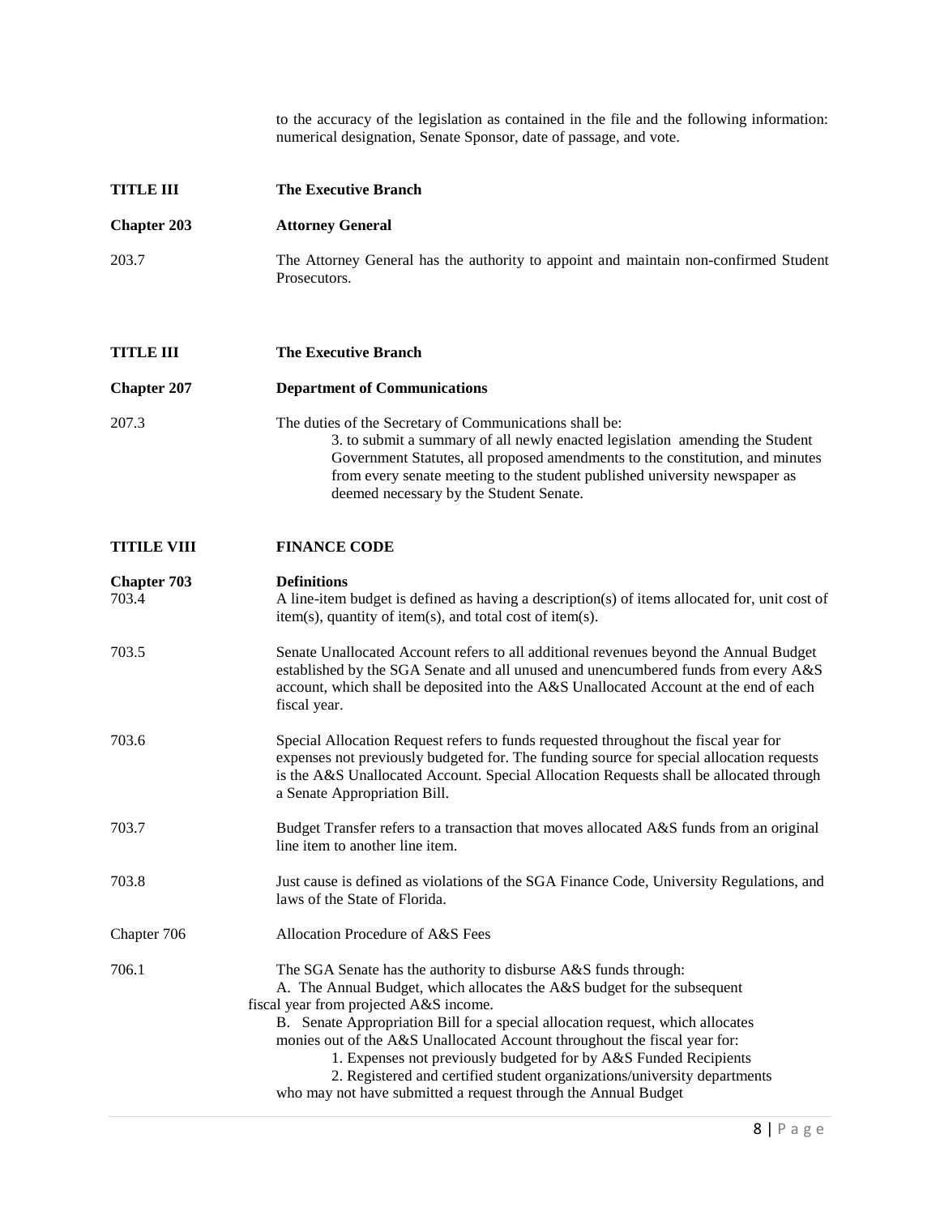to the accuracy of the legislation as contained in the file and the following information: numerical designation, Senate Sponsor, date of passage, and vote.

**TITLE III** **The Executive Branch**

**Chapter 203** **Attorney General**

203.7 The Attorney General has the authority to appoint and maintain non-confirmed Student Prosecutors.

**TITLE III** **The Executive Branch**

**Chapter 207** **Department of Communications**

207.3 The duties of the Secretary of Communications shall be:

3. to submit a summary of all newly enacted legislation amending the Student Government Statutes, all proposed amendments to the constitution, and minutes from every senate meeting to the student published university newspaper as deemed necessary by the Student Senate.

**TITILE VIII** **FINANCE CODE**

**Chapter 703** **Definitions**

703.4 A line-item budget is defined as having a description(s) of items allocated for, unit cost of item(s), quantity of item(s), and total cost of item(s).

703.5 Senate Unallocated Account refers to all additional revenues beyond the Annual Budget established by the SGA Senate and all unused and unencumbered funds from every A&S account, which shall be deposited into the A&S Unallocated Account at the end of each fiscal year.

703.6 Special Allocation Request refers to funds requested throughout the fiscal year for expenses not previously budgeted for. The funding source for special allocation requests is the A&S Unallocated Account. Special Allocation Requests shall be allocated through a Senate Appropriation Bill.

703.7 Budget Transfer refers to a transaction that moves allocated A&S funds from an original line item to another line item.

703.8 Just cause is defined as violations of the SGA Finance Code, University Regulations, and laws of the State of Florida.

Chapter 706 Allocation Procedure of A&S Fees

706.1 The SGA Senate has the authority to disburse A&S funds through:

A. The Annual Budget, which allocates the A&S budget for the subsequent fiscal year from projected A&S income.

B. Senate Appropriation Bill for a special allocation request, which allocates monies out of the A&S Unallocated Account throughout the fiscal year for:

1. Expenses not previously budgeted for by A&S Funded Recipients
2. Registered and certified student organizations/university departments who may not have submitted a request through the Annual Budget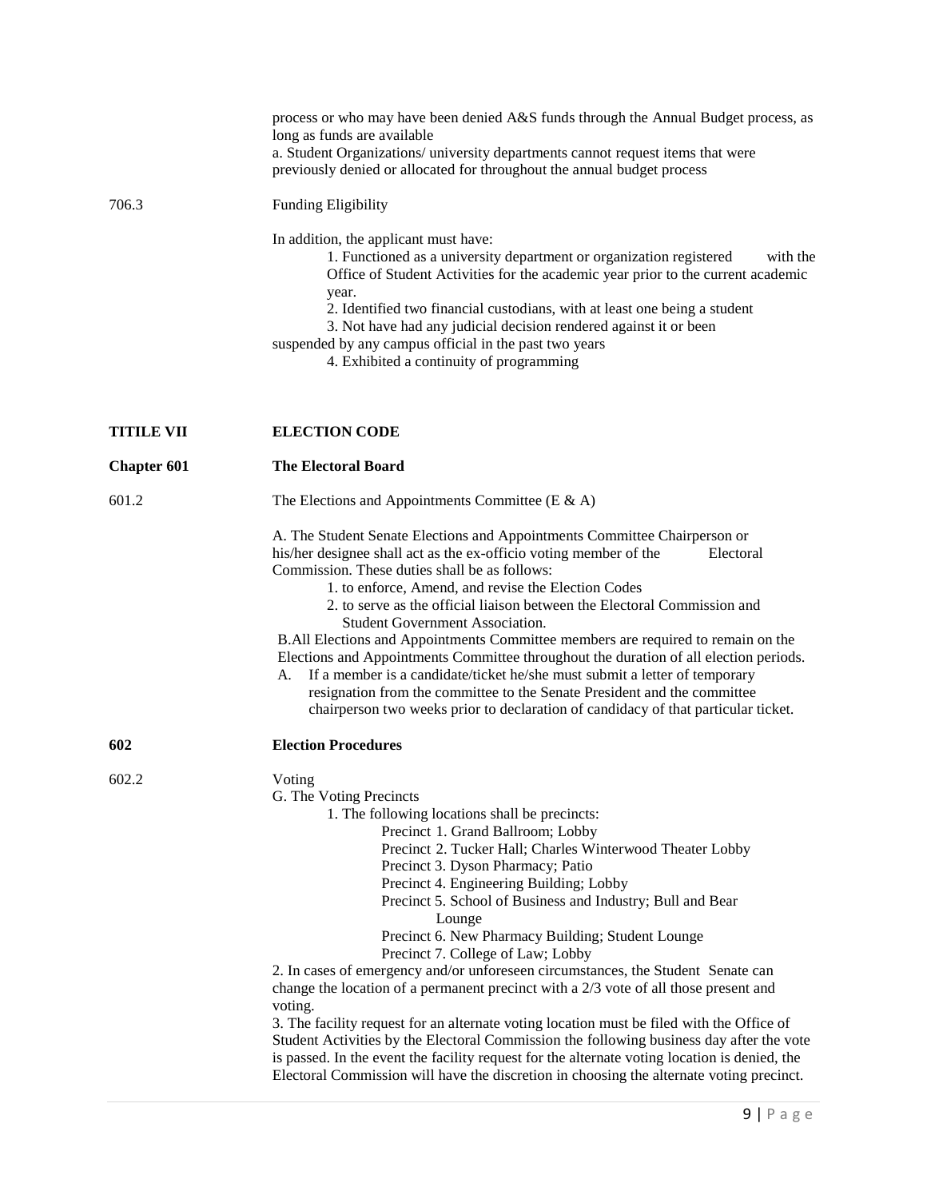process or who may have been denied A&S funds through the Annual Budget process, as long as funds are available

a. Student Organizations/ university departments cannot request items that were previously denied or allocated for throughout the annual budget process

706.3 Funding Eligibility

In addition, the applicant must have:

1. Functioned as a university department or organization registered with the Office of Student Activities for the academic year prior to the current academic year.
2. Identified two financial custodians, with at least one being a student
3. Not have had any judicial decision rendered against it or been suspended by any campus official in the past two years
4. Exhibited a continuity of programming

**TITILE VII ELECTION CODE**

**Chapter 601 The Electoral Board**

601.2 The Elections and Appointments Committee (E & A)

A. The Student Senate Elections and Appointments Committee Chairperson or his/her designee shall act as the ex-officio voting member of the Electoral Commission. These duties shall be as follows:

1. to enforce, Amend, and revise the Election Codes
2. to serve as the official liaison between the Electoral Commission and Student Government Association.

B.All Elections and Appointments Committee members are required to remain on the Elections and Appointments Committee throughout the duration of all election periods.

A. If a member is a candidate/ticket he/she must submit a letter of temporary resignation from the committee to the Senate President and the committee chairperson two weeks prior to declaration of candidacy of that particular ticket.

**602 Election Procedures**

602.2 Voting

G. The Voting Precincts

1. The following locations shall be precincts:
   - Precinct 1. Grand Ballroom; Lobby
   - Precinct 2. Tucker Hall; Charles Winterwood Theater Lobby
   - Precinct 3. Dyson Pharmacy; Patio
   - Precinct 4. Engineering Building; Lobby
   - Precinct 5. School of Business and Industry; Bull and Bear Lounge
   - Precinct 6. New Pharmacy Building; Student Lounge
   - Precinct 7. College of Law; Lobby

2. In cases of emergency and/or unforeseen circumstances, the Student Senate can change the location of a permanent precinct with a 2/3 vote of all those present and voting.

3. The facility request for an alternate voting location must be filed with the Office of Student Activities by the Electoral Commission the following business day after the vote is passed. In the event the facility request for the alternate voting location is denied, the Electoral Commission will have the discretion in choosing the alternate voting precinct.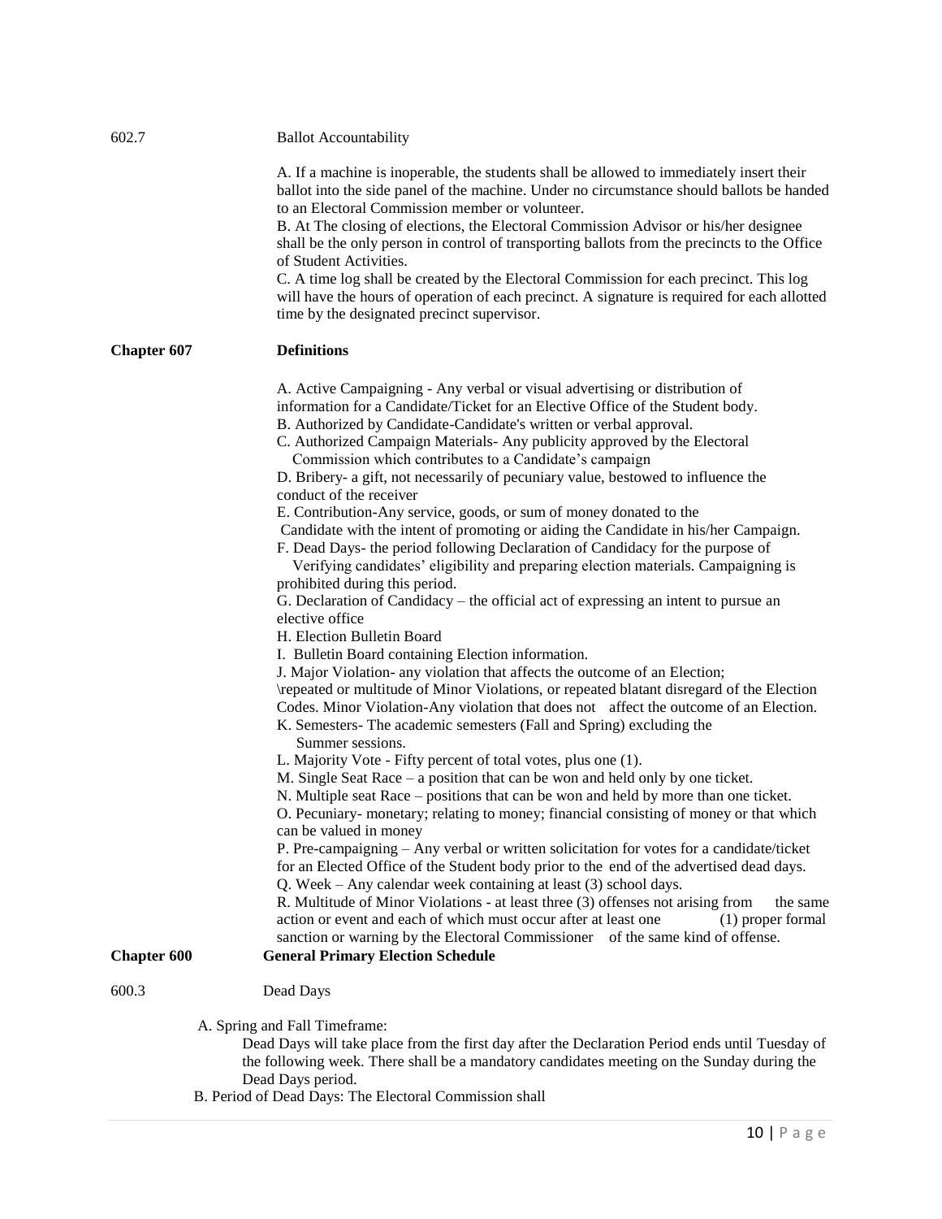602.7 Ballot Accountability

A. If a machine is inoperable, the students shall be allowed to immediately insert their ballot into the side panel of the machine. Under no circumstance should ballots be handed to an Electoral Commission member or volunteer.
B. At The closing of elections, the Electoral Commission Advisor or his/her designee shall be the only person in control of transporting ballots from the precincts to the Office of Student Activities.
C. A time log shall be created by the Electoral Commission for each precinct. This log will have the hours of operation of each precinct. A signature is required for each allotted time by the designated precinct supervisor.

**Chapter 607 Definitions**

A. Active Campaigning - Any verbal or visual advertising or distribution of information for a Candidate/Ticket for an Elective Office of the Student body.
B. Authorized by Candidate-Candidate's written or verbal approval.
C. Authorized Campaign Materials- Any publicity approved by the Electoral Commission which contributes to a Candidate's campaign
D. Bribery- a gift, not necessarily of pecuniary value, bestowed to influence the conduct of the receiver
E. Contribution-Any service, goods, or sum of money donated to the Candidate with the intent of promoting or aiding the Candidate in his/her Campaign.
F. Dead Days- the period following Declaration of Candidacy for the purpose of Verifying candidates' eligibility and preparing election materials. Campaigning is prohibited during this period.
G. Declaration of Candidacy – the official act of expressing an intent to pursue an elective office
H. Election Bulletin Board
I. Bulletin Board containing Election information.
J. Major Violation- any violation that affects the outcome of an Election; \repeated or multitude of Minor Violations, or repeated blatant disregard of the Election Codes. Minor Violation-Any violation that does not affect the outcome of an Election.
K. Semesters- The academic semesters (Fall and Spring) excluding the Summer sessions.
L. Majority Vote - Fifty percent of total votes, plus one (1).
M. Single Seat Race – a position that can be won and held only by one ticket.
N. Multiple seat Race – positions that can be won and held by more than one ticket.
O. Pecuniary- monetary; relating to money; financial consisting of money or that which can be valued in money
P. Pre-campaigning – Any verbal or written solicitation for votes for a candidate/ticket for an Elected Office of the Student body prior to the end of the advertised dead days.
Q. Week – Any calendar week containing at least (3) school days.
R. Multitude of Minor Violations - at least three (3) offenses not arising from the same action or event and each of which must occur after at least one (1) proper formal sanction or warning by the Electoral Commissioner of the same kind of offense.

**Chapter 600 General Primary Election Schedule**

600.3 Dead Days

A. Spring and Fall Timeframe:
Dead Days will take place from the first day after the Declaration Period ends until Tuesday of the following week. There shall be a mandatory candidates meeting on the Sunday during the Dead Days period.
B. Period of Dead Days: The Electoral Commission shall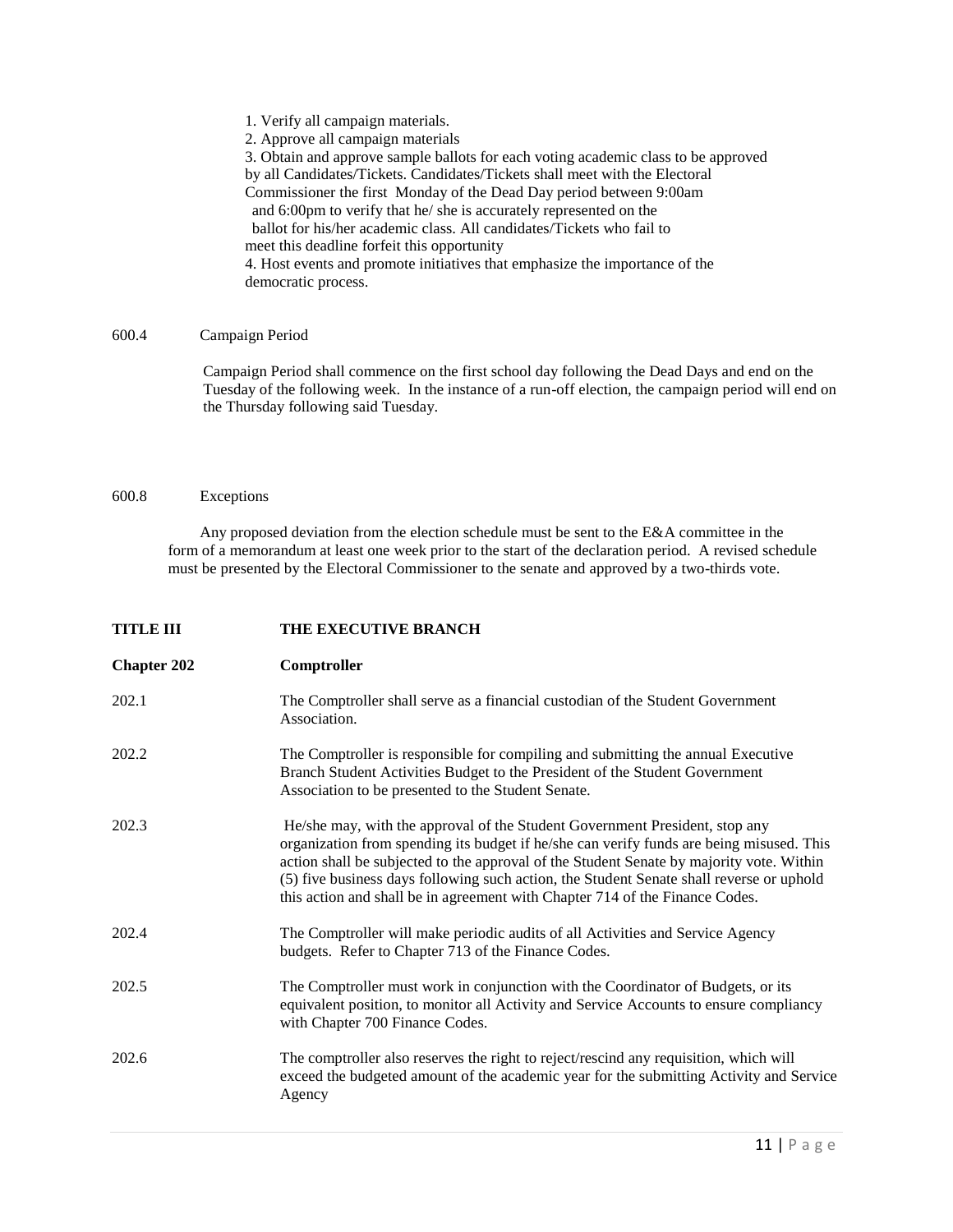1. Verify all campaign materials.
2. Approve all campaign materials
3. Obtain and approve sample ballots for each voting academic class to be approved by all Candidates/Tickets. Candidates/Tickets shall meet with the Electoral Commissioner the first Monday of the Dead Day period between 9:00am and 6:00pm to verify that he/ she is accurately represented on the ballot for his/her academic class. All candidates/Tickets who fail to meet this deadline forfeit this opportunity
4. Host events and promote initiatives that emphasize the importance of the democratic process.

600.4 Campaign Period

Campaign Period shall commence on the first school day following the Dead Days and end on the Tuesday of the following week. In the instance of a run-off election, the campaign period will end on the Thursday following said Tuesday.

600.8 Exceptions

Any proposed deviation from the election schedule must be sent to the E&A committee in the form of a memorandum at least one week prior to the start of the declaration period. A revised schedule must be presented by the Electoral Commissioner to the senate and approved by a two-thirds vote.

## TITLE III THE EXECUTIVE BRANCH

### Chapter 202 Comptroller

202.1 The Comptroller shall serve as a financial custodian of the Student Government Association.

202.2 The Comptroller is responsible for compiling and submitting the annual Executive Branch Student Activities Budget to the President of the Student Government Association to be presented to the Student Senate.

202.3 He/she may, with the approval of the Student Government President, stop any organization from spending its budget if he/she can verify funds are being misused. This action shall be subjected to the approval of the Student Senate by majority vote. Within (5) five business days following such action, the Student Senate shall reverse or uphold this action and shall be in agreement with Chapter 714 of the Finance Codes.

202.4 The Comptroller will make periodic audits of all Activities and Service Agency budgets. Refer to Chapter 713 of the Finance Codes.

202.5 The Comptroller must work in conjunction with the Coordinator of Budgets, or its equivalent position, to monitor all Activity and Service Accounts to ensure compliancy with Chapter 700 Finance Codes.

202.6 The comptroller also reserves the right to reject/rescind any requisition, which will exceed the budgeted amount of the academic year for the submitting Activity and Service Agency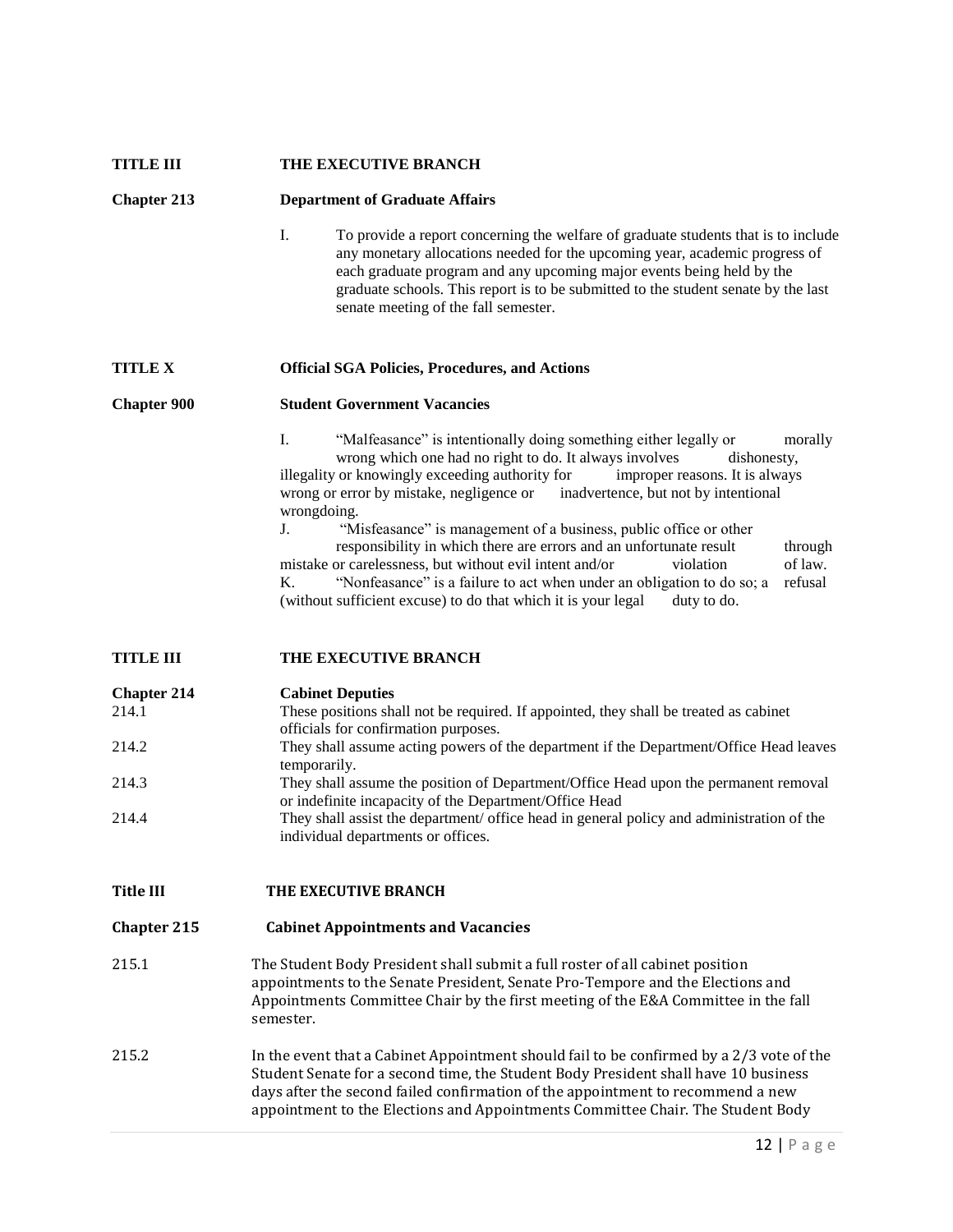**TITLE III** **THE EXECUTIVE BRANCH**

**Chapter 213** **Department of Graduate Affairs**

I. To provide a report concerning the welfare of graduate students that is to include any monetary allocations needed for the upcoming year, academic progress of each graduate program and any upcoming major events being held by the graduate schools. This report is to be submitted to the student senate by the last senate meeting of the fall semester.

**TITLE X** **Official SGA Policies, Procedures, and Actions**

**Chapter 900** **Student Government Vacancies**

I. "Malfeasance" is intentionally doing something either legally or morally wrong which one had no right to do. It always involves dishonesty, illegality or knowingly exceeding authority for improper reasons. It is always wrong or error by mistake, negligence or inadvertence, but not by intentional wrongdoing.

J. "Misfeasance" is management of a business, public office or other responsibility in which there are errors and an unfortunate result through mistake or carelessness, but without evil intent and/or violation of law.

K. "Nonfeasance" is a failure to act when under an obligation to do so; a refusal (without sufficient excuse) to do that which it is your legal duty to do.

**TITLE III** **THE EXECUTIVE BRANCH**

**Chapter 214** **Cabinet Deputies**

214.1 These positions shall not be required. If appointed, they shall be treated as cabinet officials for confirmation purposes.

214.2 They shall assume acting powers of the department if the Department/Office Head leaves temporarily.

214.3 They shall assume the position of Department/Office Head upon the permanent removal or indefinite incapacity of the Department/Office Head

214.4 They shall assist the department/ office head in general policy and administration of the individual departments or offices.

**Title III** **THE EXECUTIVE BRANCH**

**Chapter 215** **Cabinet Appointments and Vacancies**

215.1 The Student Body President shall submit a full roster of all cabinet position appointments to the Senate President, Senate Pro-Tempore and the Elections and Appointments Committee Chair by the first meeting of the E&A Committee in the fall semester.

215.2 In the event that a Cabinet Appointment should fail to be confirmed by a 2/3 vote of the Student Senate for a second time, the Student Body President shall have 10 business days after the second failed confirmation of the appointment to recommend a new appointment to the Elections and Appointments Committee Chair. The Student Body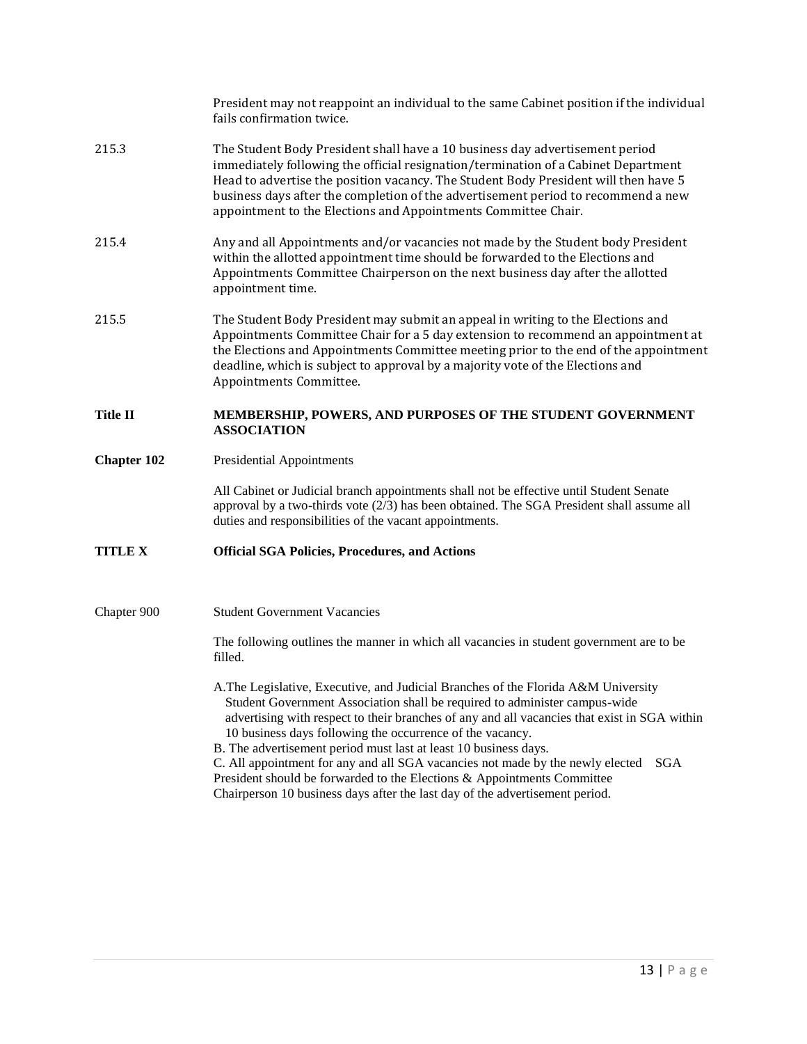President may not reappoint an individual to the same Cabinet position if the individual fails confirmation twice.

215.3 The Student Body President shall have a 10 business day advertisement period immediately following the official resignation/termination of a Cabinet Department Head to advertise the position vacancy. The Student Body President will then have 5 business days after the completion of the advertisement period to recommend a new appointment to the Elections and Appointments Committee Chair.

215.4 Any and all Appointments and/or vacancies not made by the Student body President within the allotted appointment time should be forwarded to the Elections and Appointments Committee Chairperson on the next business day after the allotted appointment time.

215.5 The Student Body President may submit an appeal in writing to the Elections and Appointments Committee Chair for a 5 day extension to recommend an appointment at the Elections and Appointments Committee meeting prior to the end of the appointment deadline, which is subject to approval by a majority vote of the Elections and Appointments Committee.

## Title II MEMBERSHIP, POWERS, AND PURPOSES OF THE STUDENT GOVERNMENT ASSOCIATION

### Chapter 102 Presidential Appointments

All Cabinet or Judicial branch appointments shall not be effective until Student Senate approval by a two-thirds vote (2/3) has been obtained. The SGA President shall assume all duties and responsibilities of the vacant appointments.

## TITLE X Official SGA Policies, Procedures, and Actions

### Chapter 900 Student Government Vacancies

The following outlines the manner in which all vacancies in student government are to be filled.

A. The Legislative, Executive, and Judicial Branches of the Florida A&M University Student Government Association shall be required to administer campus-wide advertising with respect to their branches of any and all vacancies that exist in SGA within 10 business days following the occurrence of the vacancy.

B. The advertisement period must last at least 10 business days.

C. All appointment for any and all SGA vacancies not made by the newly elected SGA President should be forwarded to the Elections & Appointments Committee Chairperson 10 business days after the last day of the advertisement period.